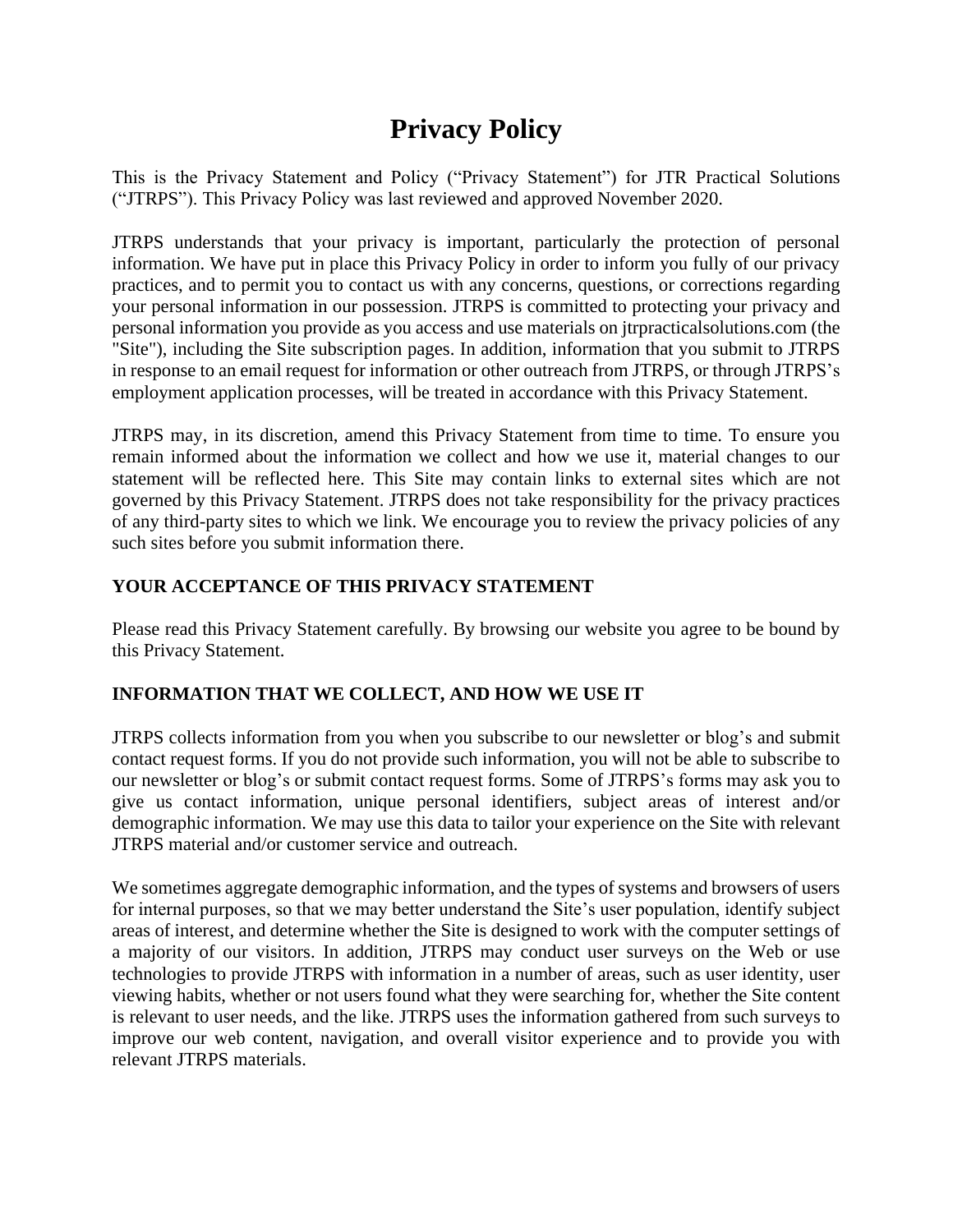# Privacy Policy

This is the Privacy Statement and Policy ("Privacy Statement") for JTR Practical Solutions ("JTRPS"). This Privacy Policy was last reviewed and approved November 2020.

JTRPS understands that your privacy is important, particularly the protection of personal information. We have put in place this Privacy Policy in order to inform you fully of our privacy practices, and to permit you to contact us with any concerns, questions, or corrections regarding your personal information in our possession. JTRPS is committed to protecting your privacy and personal information you provide as you access and use materials on jtrpracticalsolutions.com (the "Site"), including the Site subscription pages. In addition, information that you submit to JTRPS in response to an email request for information or other outreach from JTRPS, or through JTRPS's employment application processes, will be treated in accordance with this Privacy Statement.

JTRPS may, in its discretion, amend this Privacy Statement from time to time. To ensure you remain informed about the information we collect and how we use it, material changes to our statement will be reflected here. This Site may contain links to external sites which are not governed by this Privacy Statement. JTRPS does not take responsibility for the privacy practices of any third-party sites to which we link. We encourage you to review the privacy policies of any such sites before you submit information there.

## YOUR ACCEPTANCE OF THIS PRIVACY STATEMENT

Please read this Privacy Statement carefully. By browsing our website you agree to be bound by this Privacy Statement.

## INFORMATION THAT WE COLLECT, AND HOW WE USE IT

JTRPS collects information from you when you subscribe to our newsletter or blog's and submit contact request forms. If you do not provide such information, you will not be able to subscribe to our newsletter or blog's or submit contact request forms. Some of JTRPS's forms may ask you to give us contact information, unique personal identifiers, subject areas of interest and/or demographic information. We may use this data to tailor your experience on the Site with relevant JTRPS material and/or customer service and outreach.

We sometimes aggregate demographic information, and the types of systems and browsers of users for internal purposes, so that we may better understand the Site's user population, identify subject areas of interest, and determine whether the Site is designed to work with the computer settings of a majority of our visitors. In addition, JTRPS may conduct user surveys on the Web or use technologies to provide JTRPS with information in a number of areas, such as user identity, user viewing habits, whether or not users found what they were searching for, whether the Site content is relevant to user needs, and the like. JTRPS uses the information gathered from such surveys to improve our web content, navigation, and overall visitor experience and to provide you with relevant JTRPS materials.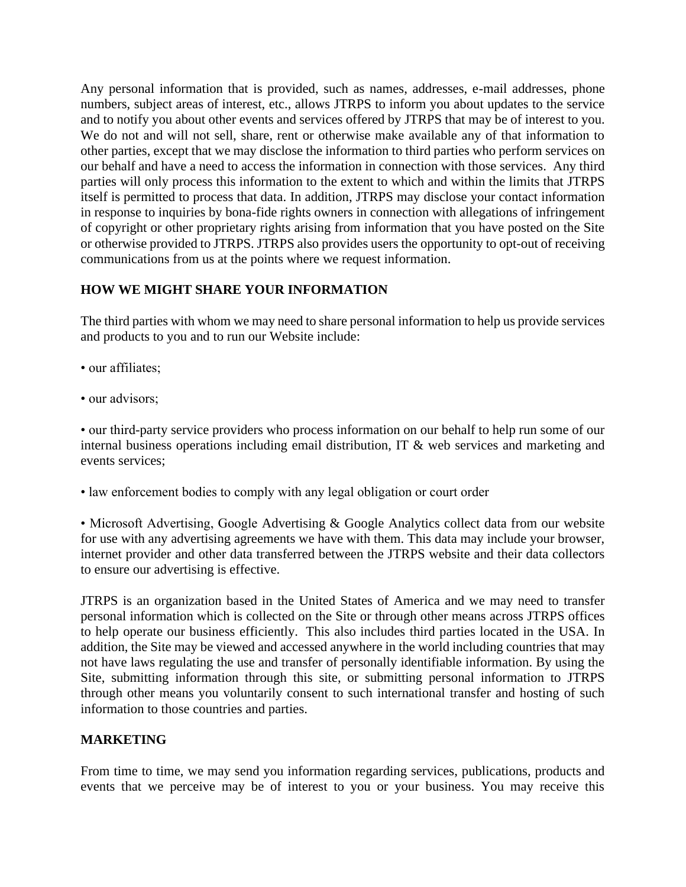Any personal information that is provided, such as names, addresses, e-mail addresses, phone numbers, subject areas of interest, etc., allows JTRPS to inform you about updates to the service and to notify you about other events and services offered by JTRPS that may be of interest to you. We do not and will not sell, share, rent or otherwise make available any of that information to other parties, except that we may disclose the information to third parties who perform services on our behalf and have a need to access the information in connection with those services. Any third parties will only process this information to the extent to which and within the limits that JTRPS itself is permitted to process that data. In addition, JTRPS may disclose your contact information in response to inquiries by bona-fide rights owners in connection with allegations of infringement of copyright or other proprietary rights arising from information that you have posted on the Site or otherwise provided to JTRPS. JTRPS also provides users the opportunity to opt-out of receiving communications from us at the points where we request information.

**HOW WE MIGHT SHARE YOUR INFORMATION**

The third parties with whom we may need to share personal information to help us provide services and products to you and to run our Website include:

- our affiliates;
- our advisors;
- our third-party service providers who process information on our behalf to help run some of our internal business operations including email distribution, IT & web services and marketing and events services;
- law enforcement bodies to comply with any legal obligation or court order
- Microsoft Advertising, Google Advertising & Google Analytics collect data from our website for use with any advertising agreements we have with them. This data may include your browser, internet provider and other data transferred between the JTRPS website and their data collectors to ensure our advertising is effective.

JTRPS is an organization based in the United States of America and we may need to transfer personal information which is collected on the Site or through other means across JTRPS offices to help operate our business efficiently. This also includes third parties located in the USA. In addition, the Site may be viewed and accessed anywhere in the world including countries that may not have laws regulating the use and transfer of personally identifiable information. By using the Site, submitting information through this site, or submitting personal information to JTRPS through other means you voluntarily consent to such international transfer and hosting of such information to those countries and parties.

**MARKETING**

From time to time, we may send you information regarding services, publications, products and events that we perceive may be of interest to you or your business. You may receive this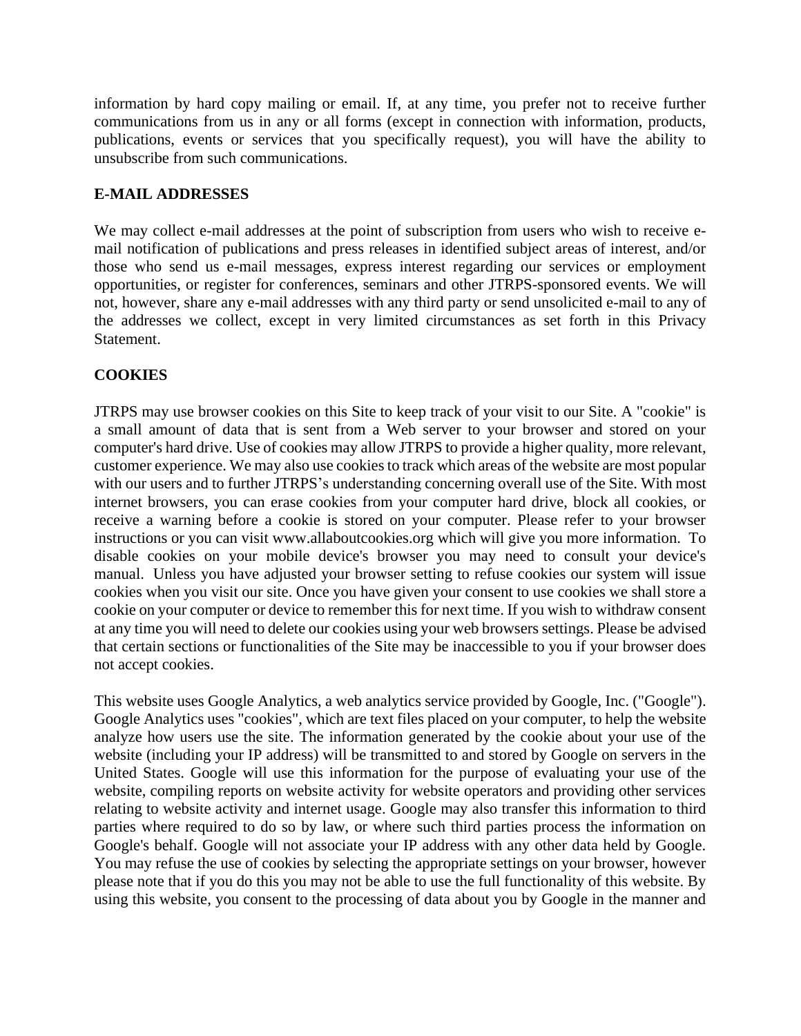information by hard copy mailing or email. If, at any time, you prefer not to receive further communications from us in any or all forms (except in connection with information, products, publications, events or services that you specifically request), you will have the ability to unsubscribe from such communications.

## E-MAIL ADDRESSES

We may collect e-mail addresses at the point of subscription from users who wish to receive e-mail notification of publications and press releases in identified subject areas of interest, and/or those who send us e-mail messages, express interest regarding our services or employment opportunities, or register for conferences, seminars and other JTRPS-sponsored events. We will not, however, share any e-mail addresses with any third party or send unsolicited e-mail to any of the addresses we collect, except in very limited circumstances as set forth in this Privacy Statement.

## COOKIES

JTRPS may use browser cookies on this Site to keep track of your visit to our Site. A "cookie" is a small amount of data that is sent from a Web server to your browser and stored on your computer's hard drive. Use of cookies may allow JTRPS to provide a higher quality, more relevant, customer experience. We may also use cookies to track which areas of the website are most popular with our users and to further JTRPS's understanding concerning overall use of the Site. With most internet browsers, you can erase cookies from your computer hard drive, block all cookies, or receive a warning before a cookie is stored on your computer. Please refer to your browser instructions or you can visit www.allaboutcookies.org which will give you more information. To disable cookies on your mobile device's browser you may need to consult your device's manual. Unless you have adjusted your browser setting to refuse cookies our system will issue cookies when you visit our site. Once you have given your consent to use cookies we shall store a cookie on your computer or device to remember this for next time. If you wish to withdraw consent at any time you will need to delete our cookies using your web browsers settings. Please be advised that certain sections or functionalities of the Site may be inaccessible to you if your browser does not accept cookies.

This website uses Google Analytics, a web analytics service provided by Google, Inc. ("Google"). Google Analytics uses "cookies", which are text files placed on your computer, to help the website analyze how users use the site. The information generated by the cookie about your use of the website (including your IP address) will be transmitted to and stored by Google on servers in the United States. Google will use this information for the purpose of evaluating your use of the website, compiling reports on website activity for website operators and providing other services relating to website activity and internet usage. Google may also transfer this information to third parties where required to do so by law, or where such third parties process the information on Google's behalf. Google will not associate your IP address with any other data held by Google. You may refuse the use of cookies by selecting the appropriate settings on your browser, however please note that if you do this you may not be able to use the full functionality of this website. By using this website, you consent to the processing of data about you by Google in the manner and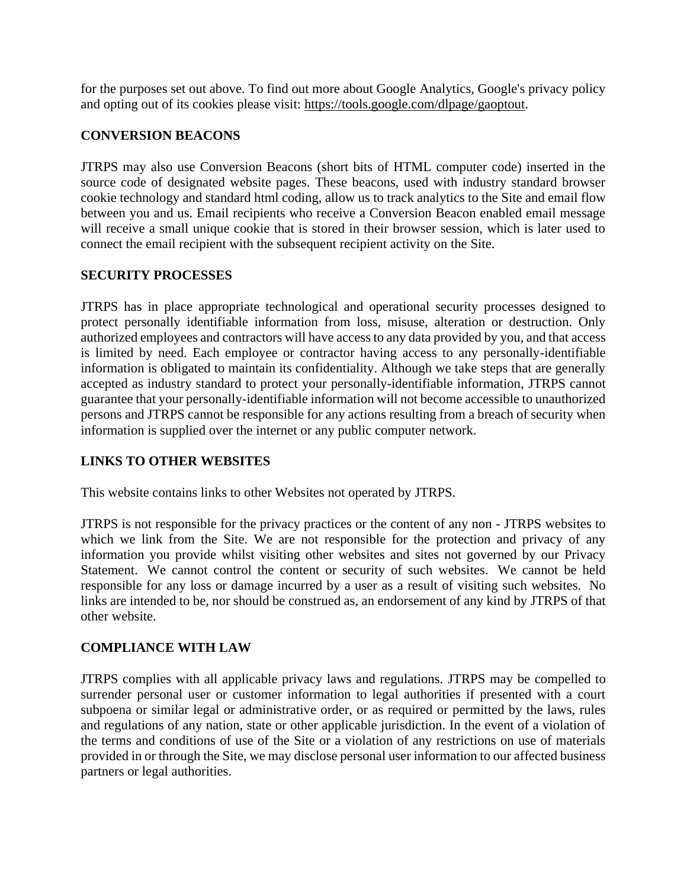for the purposes set out above. To find out more about Google Analytics, Google's privacy policy and opting out of its cookies please visit: https://tools.google.com/dlpage/gaoptout.

## CONVERSION BEACONS

JTRPS may also use Conversion Beacons (short bits of HTML computer code) inserted in the source code of designated website pages. These beacons, used with industry standard browser cookie technology and standard html coding, allow us to track analytics to the Site and email flow between you and us. Email recipients who receive a Conversion Beacon enabled email message will receive a small unique cookie that is stored in their browser session, which is later used to connect the email recipient with the subsequent recipient activity on the Site.

## SECURITY PROCESSES

JTRPS has in place appropriate technological and operational security processes designed to protect personally identifiable information from loss, misuse, alteration or destruction. Only authorized employees and contractors will have access to any data provided by you, and that access is limited by need. Each employee or contractor having access to any personally-identifiable information is obligated to maintain its confidentiality. Although we take steps that are generally accepted as industry standard to protect your personally-identifiable information, JTRPS cannot guarantee that your personally-identifiable information will not become accessible to unauthorized persons and JTRPS cannot be responsible for any actions resulting from a breach of security when information is supplied over the internet or any public computer network.

## LINKS TO OTHER WEBSITES

This website contains links to other Websites not operated by JTRPS.

JTRPS is not responsible for the privacy practices or the content of any non - JTRPS websites to which we link from the Site. We are not responsible for the protection and privacy of any information you provide whilst visiting other websites and sites not governed by our Privacy Statement. We cannot control the content or security of such websites. We cannot be held responsible for any loss or damage incurred by a user as a result of visiting such websites. No links are intended to be, nor should be construed as, an endorsement of any kind by JTRPS of that other website.

## COMPLIANCE WITH LAW

JTRPS complies with all applicable privacy laws and regulations. JTRPS may be compelled to surrender personal user or customer information to legal authorities if presented with a court subpoena or similar legal or administrative order, or as required or permitted by the laws, rules and regulations of any nation, state or other applicable jurisdiction. In the event of a violation of the terms and conditions of use of the Site or a violation of any restrictions on use of materials provided in or through the Site, we may disclose personal user information to our affected business partners or legal authorities.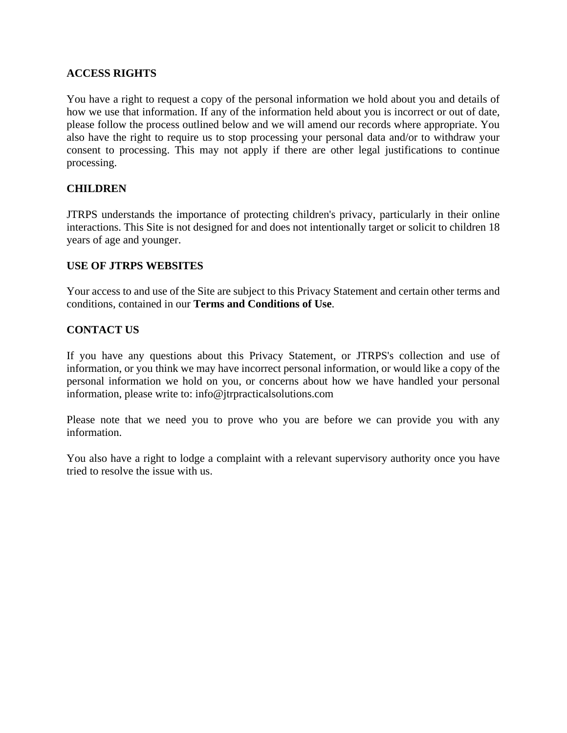**ACCESS RIGHTS**

You have a right to request a copy of the personal information we hold about you and details of how we use that information. If any of the information held about you is incorrect or out of date, please follow the process outlined below and we will amend our records where appropriate. You also have the right to require us to stop processing your personal data and/or to withdraw your consent to processing. This may not apply if there are other legal justifications to continue processing.

**CHILDREN**

JTRPS understands the importance of protecting children's privacy, particularly in their online interactions. This Site is not designed for and does not intentionally target or solicit to children 18 years of age and younger.

**USE OF JTRPS WEBSITES**

Your access to and use of the Site are subject to this Privacy Statement and certain other terms and conditions, contained in our **Terms and Conditions of Use**.

**CONTACT US**

If you have any questions about this Privacy Statement, or JTRPS's collection and use of information, or you think we may have incorrect personal information, or would like a copy of the personal information we hold on you, or concerns about how we have handled your personal information, please write to: info@jtrpracticalsolutions.com

Please note that we need you to prove who you are before we can provide you with any information.

You also have a right to lodge a complaint with a relevant supervisory authority once you have tried to resolve the issue with us.